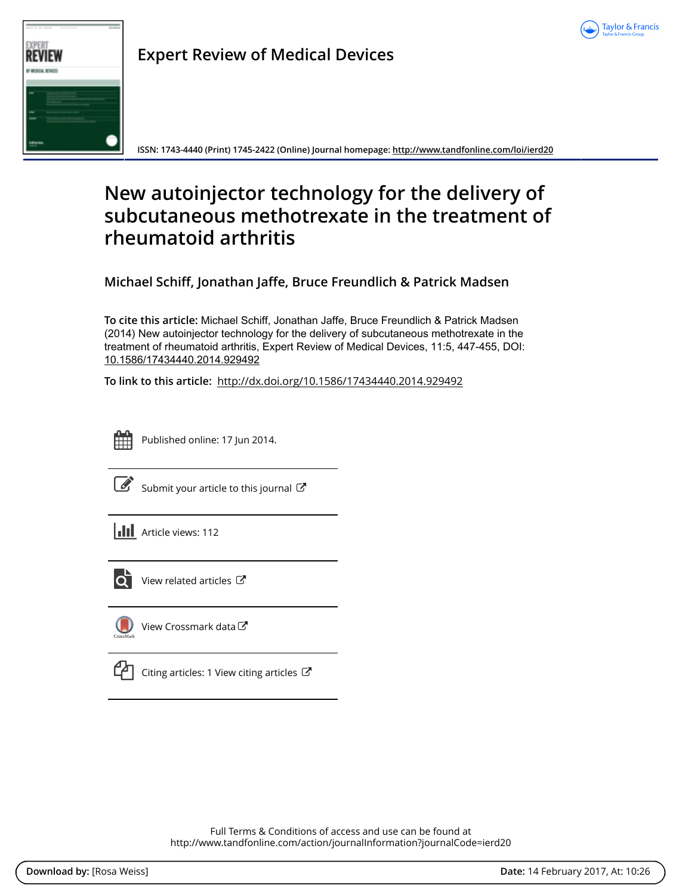Expert Review of Medical Devices

ISSN: 1743-4440 (Print) 1745-2422 (Online) Journal homepage: http://www.tandfonline.com/loi/ierd20

# New autoinjector technology for the delivery of subcutaneous methotrexate in the treatment of rheumatoid arthritis

**Michael Schiff, Jonathan Jaffe, Bruce Freundlich & Patrick Madsen**

**To cite this article:** Michael Schiff, Jonathan Jaffe, Bruce Freundlich & Patrick Madsen (2014) New autoinjector technology for the delivery of subcutaneous methotrexate in the treatment of rheumatoid arthritis, Expert Review of Medical Devices, 11:5, 447-455, DOI: 10.1586/17434440.2014.929492

**To link to this article:** http://dx.doi.org/10.1586/17434440.2014.929492

Published online: 17 Jun 2014.

Submit your article to this journal

Article views: 112

View related articles

View Crossmark data

Citing articles: 1 View citing articles

Full Terms & Conditions of access and use can be found at
http://www.tandfonline.com/action/journalInformation?journalCode=ierd20

**Download by:** [Rosa Weiss] **Date:** 14 February 2017, At: 10:26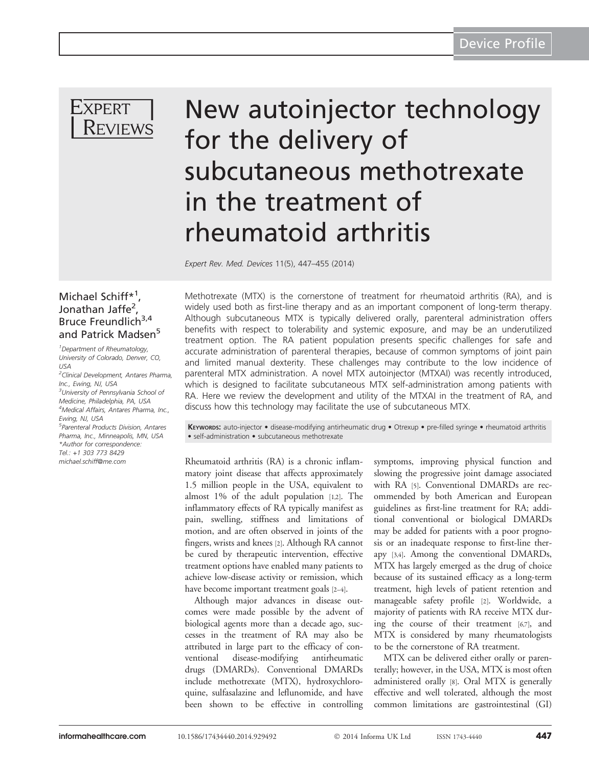Device Profile

# New autoinjector technology for the delivery of subcutaneous methotrexate in the treatment of rheumatoid arthritis

*Expert Rev. Med. Devices* 11(5), 447–455 (2014)

Michael Schiff*[1], Jonathan Jaffe[2], Bruce Freundlich[3,4] and Patrick Madsen[5]

[1]Department of Rheumatology, University of Colorado, Denver, CO, USA
[2]Clinical Development, Antares Pharma, Inc., Ewing, NJ, USA
[3]University of Pennsylvania School of Medicine, Philadelphia, PA, USA
[4]Medical Affairs, Antares Pharma, Inc., Ewing, NJ, USA
[5]Parenteral Products Division, Antares Pharma, Inc., Minneapolis, MN, USA
*Author for correspondence:
Tel.: +1 303 773 8429
michael.schiff@me.com

Methotrexate (MTX) is the cornerstone of treatment for rheumatoid arthritis (RA), and is widely used both as first-line therapy and as an important component of long-term therapy. Although subcutaneous MTX is typically delivered orally, parenteral administration offers benefits with respect to tolerability and systemic exposure, and may be an underutilized treatment option. The RA patient population presents specific challenges for safe and accurate administration of parenteral therapies, because of common symptoms of joint pain and limited manual dexterity. These challenges may contribute to the low incidence of parenteral MTX administration. A novel MTX autoinjector (MTXAI) was recently introduced, which is designed to facilitate subcutaneous MTX self-administration among patients with RA. Here we review the development and utility of the MTXAI in the treatment of RA, and discuss how this technology may facilitate the use of subcutaneous MTX.

**Keywords:** auto-injector • disease-modifying antirheumatic drug • Otrexup • pre-filled syringe • rheumatoid arthritis • self-administration • subcutaneous methotrexate

Rheumatoid arthritis (RA) is a chronic inflammatory joint disease that affects approximately 1.5 million people in the USA, equivalent to almost 1% of the adult population [1,2]. The inflammatory effects of RA typically manifest as pain, swelling, stiffness and limitations of motion, and are often observed in joints of the fingers, wrists and knees [2]. Although RA cannot be cured by therapeutic intervention, effective treatment options have enabled many patients to achieve low-disease activity or remission, which have become important treatment goals [2–4].

Although major advances in disease outcomes were made possible by the advent of biological agents more than a decade ago, successes in the treatment of RA may also be attributed in large part to the efficacy of conventional disease-modifying antirheumatic drugs (DMARDs). Conventional DMARDs include methotrexate (MTX), hydroxychloroquine, sulfasalazine and leflunomide, and have been shown to be effective in controlling symptoms, improving physical function and slowing the progressive joint damage associated with RA [5]. Conventional DMARDs are recommended by both American and European guidelines as first-line treatment for RA; additional conventional or biological DMARDs may be added for patients with a poor prognosis or an inadequate response to first-line therapy [3,4]. Among the conventional DMARDs, MTX has largely emerged as the drug of choice because of its sustained efficacy as a long-term treatment, high levels of patient retention and manageable safety profile [2]. Worldwide, a majority of patients with RA receive MTX during the course of their treatment [6,7], and MTX is considered by many rheumatologists to be the cornerstone of RA treatment.

MTX can be delivered either orally or parenterally; however, in the USA, MTX is most often administered orally [8]. Oral MTX is generally effective and well tolerated, although the most common limitations are gastrointestinal (GI)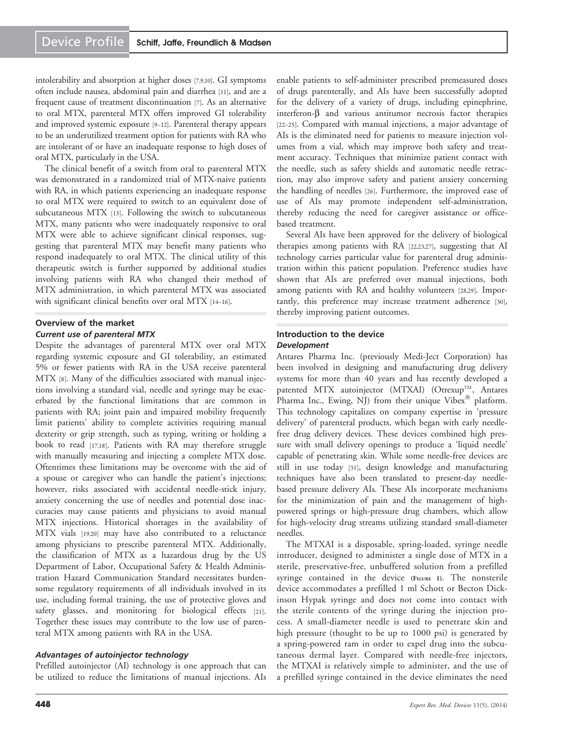intolerability and absorption at higher doses [7,9,10]. GI symptoms often include nausea, abdominal pain and diarrhea [11], and are a frequent cause of treatment discontinuation [7]. As an alternative to oral MTX, parenteral MTX offers improved GI tolerability and improved systemic exposure [9–12]. Parenteral therapy appears to be an underutilized treatment option for patients with RA who are intolerant of or have an inadequate response to high doses of oral MTX, particularly in the USA.

The clinical benefit of a switch from oral to parenteral MTX was demonstrated in a randomized trial of MTX-naive patients with RA, in which patients experiencing an inadequate response to oral MTX were required to switch to an equivalent dose of subcutaneous MTX [13]. Following the switch to subcutaneous MTX, many patients who were inadequately responsive to oral MTX were able to achieve significant clinical responses, suggesting that parenteral MTX may benefit many patients who respond inadequately to oral MTX. The clinical utility of this therapeutic switch is further supported by additional studies involving patients with RA who changed their method of MTX administration, in which parenteral MTX was associated with significant clinical benefits over oral MTX [14–16].

## Overview of the market

### *Current use of parenteral MTX*

Despite the advantages of parenteral MTX over oral MTX regarding systemic exposure and GI tolerability, an estimated 5% or fewer patients with RA in the USA receive parenteral MTX [8]. Many of the difficulties associated with manual injections involving a standard vial, needle and syringe may be exacerbated by the functional limitations that are common in patients with RA; joint pain and impaired mobility frequently limit patients' ability to complete activities requiring manual dexterity or grip strength, such as typing, writing or holding a book to read [17,18]. Patients with RA may therefore struggle with manually measuring and injecting a complete MTX dose. Oftentimes these limitations may be overcome with the aid of a spouse or caregiver who can handle the patient's injections; however, risks associated with accidental needle-stick injury, anxiety concerning the use of needles and potential dose inaccuracies may cause patients and physicians to avoid manual MTX injections. Historical shortages in the availability of MTX vials [19,20] may have also contributed to a reluctance among physicians to prescribe parenteral MTX. Additionally, the classification of MTX as a hazardous drug by the US Department of Labor, Occupational Safety & Health Administration Hazard Communication Standard necessitates burdensome regulatory requirements of all individuals involved in its use, including formal training, the use of protective gloves and safety glasses, and monitoring for biological effects [21]. Together these issues may contribute to the low use of parenteral MTX among patients with RA in the USA.

### *Advantages of autoinjector technology*

Prefilled autoinjector (AI) technology is one approach that can be utilized to reduce the limitations of manual injections. AIs enable patients to self-administer prescribed premeasured doses of drugs parenterally, and AIs have been successfully adopted for the delivery of a variety of drugs, including epinephrine, interferon-β and various antitumor necrosis factor therapies [22–25]. Compared with manual injections, a major advantage of AIs is the eliminated need for patients to measure injection volumes from a vial, which may improve both safety and treatment accuracy. Techniques that minimize patient contact with the needle, such as safety shields and automatic needle retraction, may also improve safety and patient anxiety concerning the handling of needles [26]. Furthermore, the improved ease of use of AIs may promote independent self-administration, thereby reducing the need for caregiver assistance or office-based treatment.

Several AIs have been approved for the delivery of biological therapies among patients with RA [22,23,27], suggesting that AI technology carries particular value for parenteral drug administration within this patient population. Preference studies have shown that AIs are preferred over manual injections, both among patients with RA and healthy volunteers [28,29]. Importantly, this preference may increase treatment adherence [30], thereby improving patient outcomes.

## Introduction to the device

### *Development*

Antares Pharma Inc. (previously Medi-Ject Corporation) has been involved in designing and manufacturing drug delivery systems for more than 40 years and has recently developed a patented MTX autoinjector (MTXAI) (Otrexup™, Antares Pharma Inc., Ewing, NJ) from their unique Vibex® platform. This technology capitalizes on company expertise in 'pressure delivery' of parenteral products, which began with early needle-free drug delivery devices. These devices combined high pressure with small delivery openings to produce a 'liquid needle' capable of penetrating skin. While some needle-free devices are still in use today [31], design knowledge and manufacturing techniques have also been translated to present-day needle-based pressure delivery AIs. These AIs incorporate mechanisms for the minimization of pain and the management of high-powered springs or high-pressure drug chambers, which allow for high-velocity drug streams utilizing standard small-diameter needles.

The MTXAI is a disposable, spring-loaded, syringe needle introducer, designed to administer a single dose of MTX in a sterile, preservative-free, unbuffered solution from a prefilled syringe contained in the device (Figure 1). The nonsterile device accommodates a prefilled 1 ml Schott or Becton Dickinson Hypak syringe and does not come into contact with the sterile contents of the syringe during the injection process. A small-diameter needle is used to penetrate skin and high pressure (thought to be up to 1000 psi) is generated by a spring-powered ram in order to expel drug into the subcutaneous dermal layer. Compared with needle-free injectors, the MTXAI is relatively simple to administer, and the use of a prefilled syringe contained in the device eliminates the need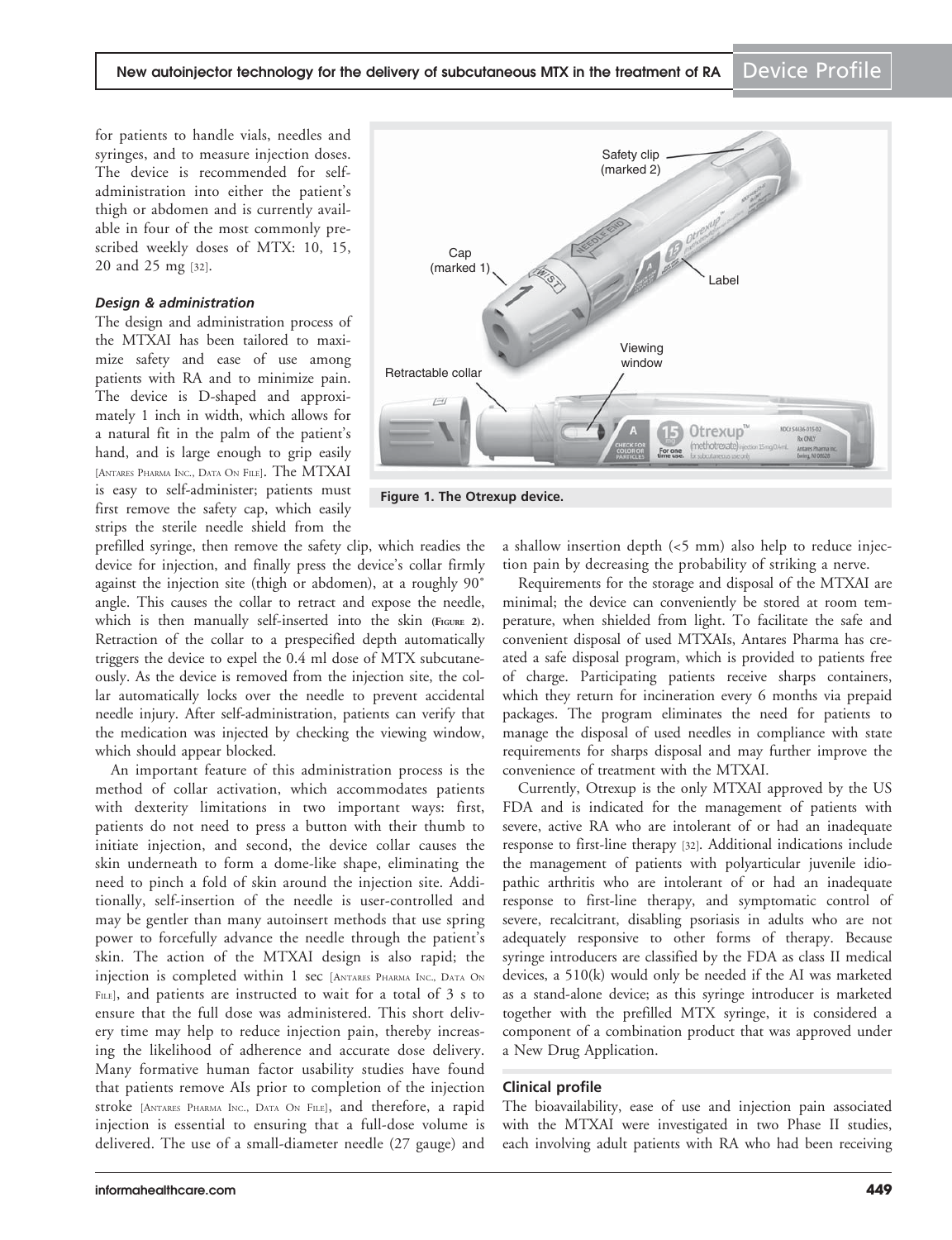for patients to handle vials, needles and syringes, and to measure injection doses. The device is recommended for self-administration into either the patient's thigh or abdomen and is currently available in four of the most commonly prescribed weekly doses of MTX: 10, 15, 20 and 25 mg [32].

### *Design & administration*

The design and administration process of the MTXAI has been tailored to maximize safety and ease of use among patients with RA and to minimize pain. The device is D-shaped and approximately 1 inch in width, which allows for a natural fit in the palm of the patient's hand, and is large enough to grip easily [Antares Pharma Inc., Data On File]. The MTXAI is easy to self-administer; patients must first remove the safety cap, which easily strips the sterile needle shield from the prefilled syringe, then remove the safety clip, which readies the device for injection, and finally press the device's collar firmly against the injection site (thigh or abdomen), at a roughly 90° angle. This causes the collar to retract and expose the needle, which is then manually self-inserted into the skin (Figure 2). Retraction of the collar to a prespecified depth automatically triggers the device to expel the 0.4 ml dose of MTX subcutaneously. As the device is removed from the injection site, the collar automatically locks over the needle to prevent accidental needle injury. After self-administration, patients can verify that the medication was injected by checking the viewing window, which should appear blocked.

**Figure 1. The Otrexup device.**

An important feature of this administration process is the method of collar activation, which accommodates patients with dexterity limitations in two important ways: first, patients do not need to press a button with their thumb to initiate injection, and second, the device collar causes the skin underneath to form a dome-like shape, eliminating the need to pinch a fold of skin around the injection site. Additionally, self-insertion of the needle is user-controlled and may be gentler than many autoinsert methods that use spring power to forcefully advance the needle through the patient's skin. The action of the MTXAI design is also rapid; the injection is completed within 1 sec [Antares Pharma Inc., Data On File], and patients are instructed to wait for a total of 3 s to ensure that the full dose was administered. This short delivery time may help to reduce injection pain, thereby increasing the likelihood of adherence and accurate dose delivery. Many formative human factor usability studies have found that patients remove AIs prior to completion of the injection stroke [Antares Pharma Inc., Data On File], and therefore, a rapid injection is essential to ensuring that a full-dose volume is delivered. The use of a small-diameter needle (27 gauge) and a shallow insertion depth (<5 mm) also help to reduce injection pain by decreasing the probability of striking a nerve.

Requirements for the storage and disposal of the MTXAI are minimal; the device can conveniently be stored at room temperature, when shielded from light. To facilitate the safe and convenient disposal of used MTXAIs, Antares Pharma has created a safe disposal program, which is provided to patients free of charge. Participating patients receive sharps containers, which they return for incineration every 6 months via prepaid packages. The program eliminates the need for patients to manage the disposal of used needles in compliance with state requirements for sharps disposal and may further improve the convenience of treatment with the MTXAI.

Currently, Otrexup is the only MTXAI approved by the US FDA and is indicated for the management of patients with severe, active RA who are intolerant of or had an inadequate response to first-line therapy [32]. Additional indications include the management of patients with polyarticular juvenile idiopathic arthritis who are intolerant of or had an inadequate response to first-line therapy, and symptomatic control of severe, recalcitrant, disabling psoriasis in adults who are not adequately responsive to other forms of therapy. Because syringe introducers are classified by the FDA as class II medical devices, a 510(k) would only be needed if the AI was marketed as a stand-alone device; as this syringe introducer is marketed together with the prefilled MTX syringe, it is considered a component of a combination product that was approved under a New Drug Application.

## Clinical profile

The bioavailability, ease of use and injection pain associated with the MTXAI were investigated in two Phase II studies, each involving adult patients with RA who had been receiving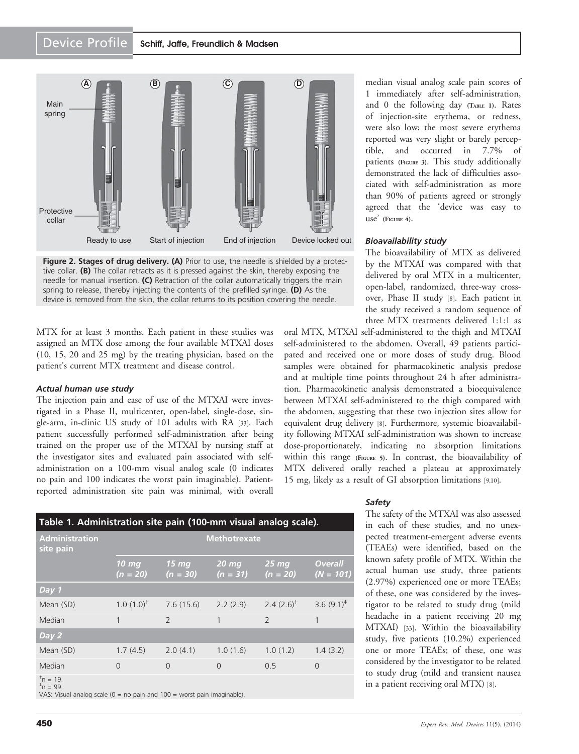Figure 2. Stages of drug delivery. (A) Prior to use, the needle is shielded by a protective collar. (B) The collar retracts as it is pressed against the skin, thereby exposing the needle for manual insertion. (C) Retraction of the collar automatically triggers the main spring to release, thereby injecting the contents of the prefilled syringe. (D) As the device is removed from the skin, the collar returns to its position covering the needle.

MTX for at least 3 months. Each patient in these studies was assigned an MTX dose among the four available MTXAI doses (10, 15, 20 and 25 mg) by the treating physician, based on the patient's current MTX treatment and disease control.

### Actual human use study

The injection pain and ease of use of the MTXAI were investigated in a Phase II, multicenter, open-label, single-dose, single-arm, in-clinic US study of 101 adults with RA [33]. Each patient successfully performed self-administration after being trained on the proper use of the MTXAI by nursing staff at the investigator sites and evaluated pain associated with self-administration on a 100-mm visual analog scale (0 indicates no pain and 100 indicates the worst pain imaginable). Patient-reported administration site pain was minimal, with overall median visual analog scale pain scores of 1 immediately after self-administration, and 0 the following day (Table 1). Rates of injection-site erythema, or redness, were also low; the most severe erythema reported was very slight or barely perceptible, and occurred in 7.7% of patients (Figure 3). This study additionally demonstrated the lack of difficulties associated with self-administration as more than 90% of patients agreed or strongly agreed that the 'device was easy to use' (Figure 4).

### Bioavailability study

The bioavailability of MTX as delivered by the MTXAI was compared with that delivered by oral MTX in a multicenter, open-label, randomized, three-way crossover, Phase II study [8]. Each patient in the study received a random sequence of three MTX treatments delivered 1:1:1 as oral MTX, MTXAI self-administered to the thigh and MTXAI self-administered to the abdomen. Overall, 49 patients participated and received one or more doses of study drug. Blood samples were obtained for pharmacokinetic analysis predose and at multiple time points throughout 24 h after administration. Pharmacokinetic analysis demonstrated a bioequivalence between MTXAI self-administered to the thigh compared with the abdomen, suggesting that these two injection sites allow for equivalent drug delivery [8]. Furthermore, systemic bioavailability following MTXAI self-administration was shown to increase dose-proportionately, indicating no absorption limitations within this range (Figure 5). In contrast, the bioavailability of MTX delivered orally reached a plateau at approximately 15 mg, likely as a result of GI absorption limitations [9,10].

**Table 1. Administration site pain (100-mm visual analog scale).**

| Administration site pain | Methotrexate | | | | |
|---|---|---|---|---|---|
| | 10 mg (n = 20) | 15 mg (n = 30) | 20 mg (n = 31) | 25 mg (n = 20) | Overall (N = 101) |
| **Day 1** | | | | | |
| Mean (SD) | 1.0 (1.0)[†] | 7.6 (15.6) | 2.2 (2.9) | 2.4 (2.6)[†] | 3.6 (9.1)[‡] |
| Median | 1 | 2 | 1 | 2 | 1 |
| **Day 2** | | | | | |
| Mean (SD) | 1.7 (4.5) | 2.0 (4.1) | 1.0 (1.6) | 1.0 (1.2) | 1.4 (3.2) |
| Median | 0 | 0 | 0 | 0.5 | 0 |

[†]n = 19.
[‡]n = 99.
VAS: Visual analog scale (0 = no pain and 100 = worst pain imaginable).

### Safety

The safety of the MTXAI was also assessed in each of these studies, and no unexpected treatment-emergent adverse events (TEAEs) were identified, based on the known safety profile of MTX. Within the actual human use study, three patients (2.97%) experienced one or more TEAEs; of these, one was considered by the investigator to be related to study drug (mild headache in a patient receiving 20 mg MTXAI) [33]. Within the bioavailability study, five patients (10.2%) experienced one or more TEAEs; of these, one was considered by the investigator to be related to study drug (mild and transient nausea in a patient receiving oral MTX) [8].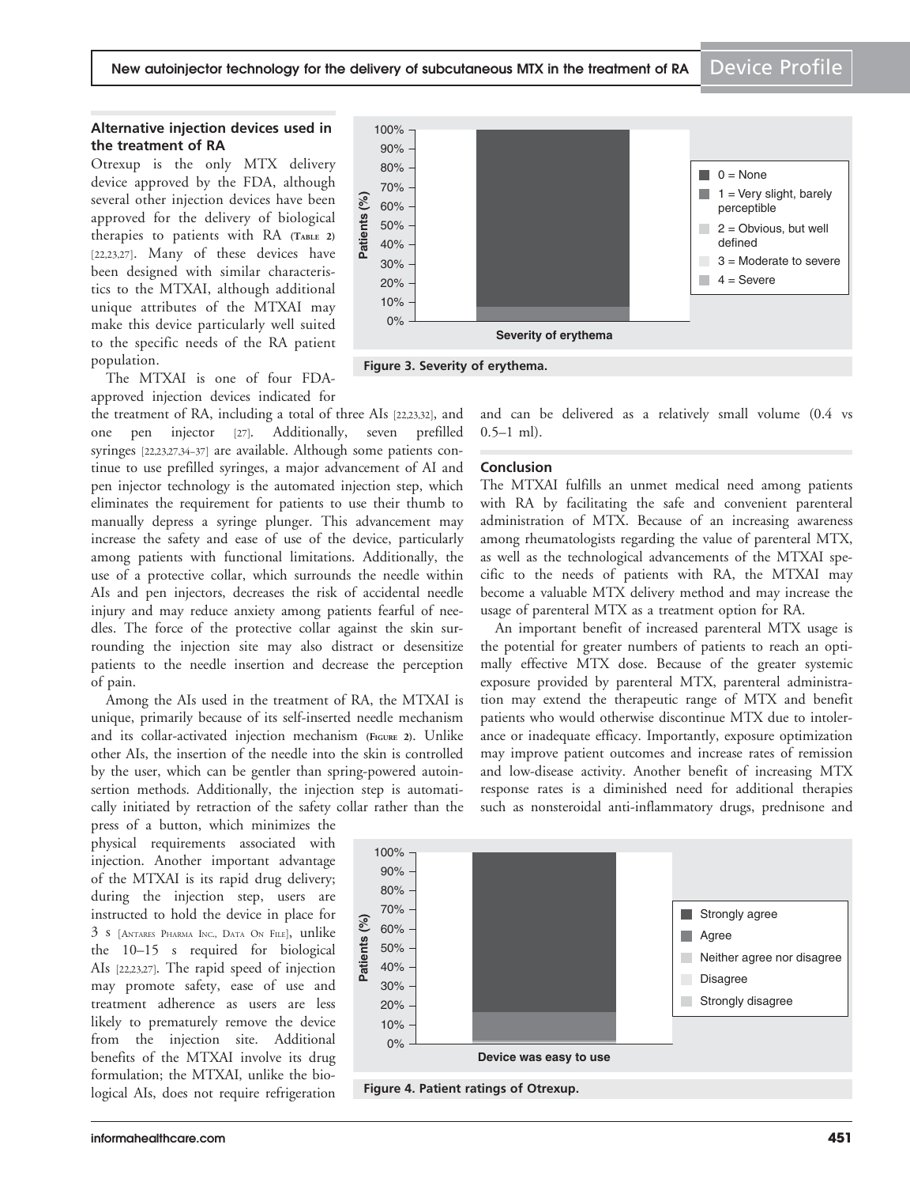## Alternative injection devices used in the treatment of RA

Otrexup is the only MTX delivery device approved by the FDA, although several other injection devices have been approved for the delivery of biological therapies to patients with RA (Table 2) [22,23,27]. Many of these devices have been designed with similar characteristics to the MTXAI, although additional unique attributes of the MTXAI may make this device particularly well suited to the specific needs of the RA patient population.

The MTXAI is one of four FDA-approved injection devices indicated for the treatment of RA, including a total of three AIs [22,23,32], and one pen injector [27]. Additionally, seven prefilled syringes [22,23,27,34–37] are available. Although some patients continue to use prefilled syringes, a major advancement of AI and pen injector technology is the automated injection step, which eliminates the requirement for patients to use their thumb to manually depress a syringe plunger. This advancement may increase the safety and ease of use of the device, particularly among patients with functional limitations. Additionally, the use of a protective collar, which surrounds the needle within AIs and pen injectors, decreases the risk of accidental needle injury and may reduce anxiety among patients fearful of needles. The force of the protective collar against the skin surrounding the injection site may also distract or desensitize patients to the needle insertion and decrease the perception of pain.

Among the AIs used in the treatment of RA, the MTXAI is unique, primarily because of its self-inserted needle mechanism and its collar-activated injection mechanism (Figure 2). Unlike other AIs, the insertion of the needle into the skin is controlled by the user, which can be gentler than spring-powered autoinsertion methods. Additionally, the injection step is automatically initiated by retraction of the safety collar rather than the press of a button, which minimizes the physical requirements associated with injection. Another important advantage of the MTXAI is its rapid drug delivery; during the injection step, users are instructed to hold the device in place for 3 s [Antares Pharma Inc., Data On File], unlike the 10–15 s required for biological AIs [22,23,27]. The rapid speed of injection may promote safety, ease of use and treatment adherence as users are less likely to prematurely remove the device from the injection site. Additional benefits of the MTXAI involve its drug formulation; the MTXAI, unlike the biological AIs, does not require refrigeration and can be delivered as a relatively small volume (0.4 vs 0.5–1 ml).

**Figure 3. Severity of erythema.**

## Conclusion

The MTXAI fulfills an unmet medical need among patients with RA by facilitating the safe and convenient parenteral administration of MTX. Because of an increasing awareness among rheumatologists regarding the value of parenteral MTX, as well as the technological advancements of the MTXAI specific to the needs of patients with RA, the MTXAI may become a valuable MTX delivery method and may increase the usage of parenteral MTX as a treatment option for RA.

An important benefit of increased parenteral MTX usage is the potential for greater numbers of patients to reach an optimally effective MTX dose. Because of the greater systemic exposure provided by parenteral MTX, parenteral administration may extend the therapeutic range of MTX and benefit patients who would otherwise discontinue MTX due to intolerance or inadequate efficacy. Importantly, exposure optimization may improve patient outcomes and increase rates of remission and low-disease activity. Another benefit of increasing MTX response rates is a diminished need for additional therapies such as nonsteroidal anti-inflammatory drugs, prednisone and

**Figure 4. Patient ratings of Otrexup.**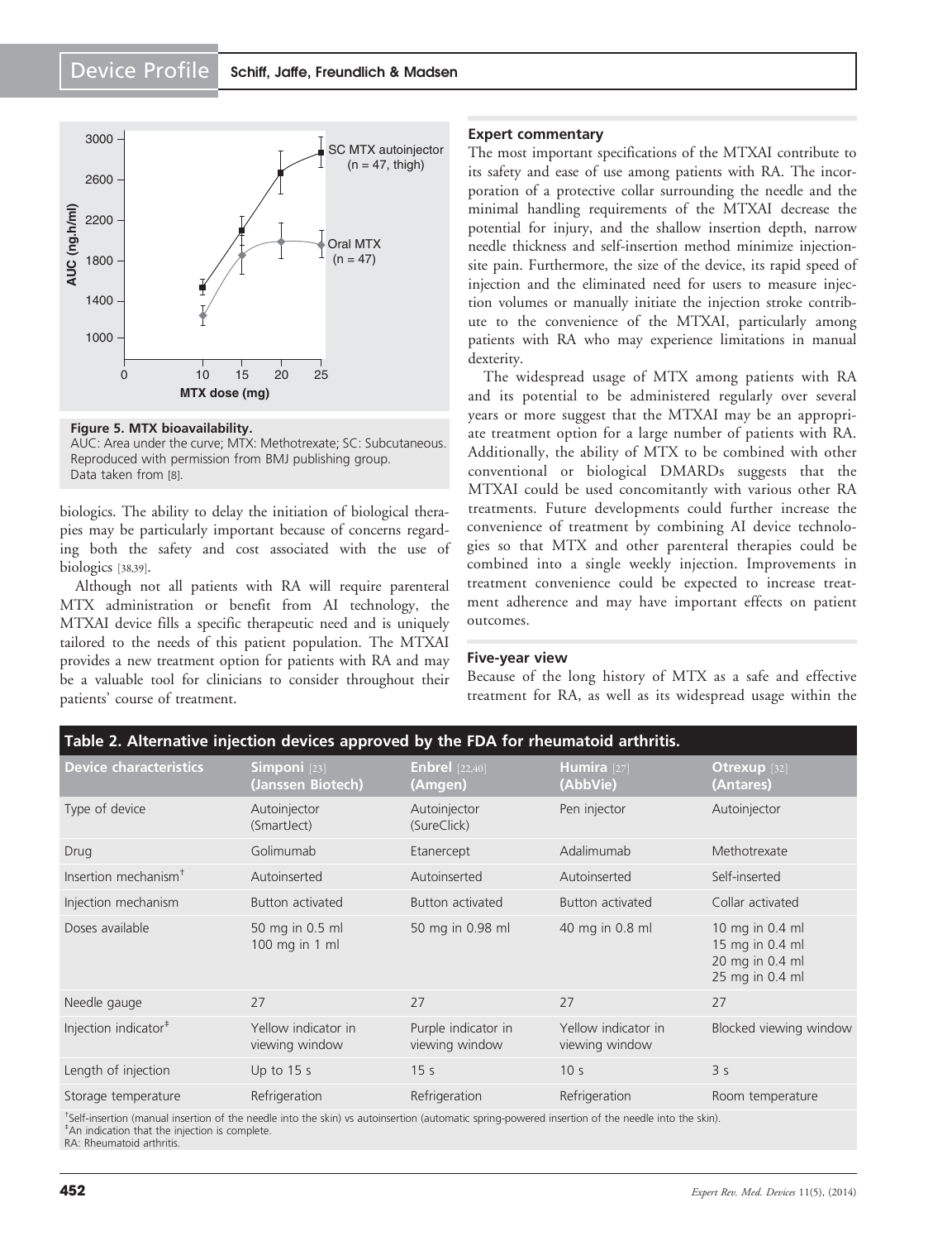**Figure 5. MTX bioavailability.**
AUC: Area under the curve; MTX: Methotrexate; SC: Subcutaneous. Reproduced with permission from BMJ publishing group. Data taken from [8].

biologics. The ability to delay the initiation of biological therapies may be particularly important because of concerns regarding both the safety and cost associated with the use of biologics [38,39].

Although not all patients with RA will require parenteral MTX administration or benefit from AI technology, the MTXAI device fills a specific therapeutic need and is uniquely tailored to the needs of this patient population. The MTXAI provides a new treatment option for patients with RA and may be a valuable tool for clinicians to consider throughout their patients' course of treatment.

## Expert commentary

The most important specifications of the MTXAI contribute to its safety and ease of use among patients with RA. The incorporation of a protective collar surrounding the needle and the minimal handling requirements of the MTXAI decrease the potential for injury, and the shallow insertion depth, narrow needle thickness and self-insertion method minimize injection-site pain. Furthermore, the size of the device, its rapid speed of injection and the eliminated need for users to measure injection volumes or manually initiate the injection stroke contribute to the convenience of the MTXAI, particularly among patients with RA who may experience limitations in manual dexterity.

The widespread usage of MTX among patients with RA and its potential to be administered regularly over several years or more suggest that the MTXAI may be an appropriate treatment option for a large number of patients with RA. Additionally, the ability of MTX to be combined with other conventional or biological DMARDs suggests that the MTXAI could be used concomitantly with various other RA treatments. Future developments could further increase the convenience of treatment by combining AI device technologies so that MTX and other parenteral therapies could be combined into a single weekly injection. Improvements in treatment convenience could be expected to increase treatment adherence and may have important effects on patient outcomes.

## Five-year view

Because of the long history of MTX as a safe and effective treatment for RA, as well as its widespread usage within the

**Table 2. Alternative injection devices approved by the FDA for rheumatoid arthritis.**

| Device characteristics | Simponi [23] (Janssen Biotech) | Enbrel [22,40] (Amgen) | Humira [27] (AbbVie) | Otrexup [32] (Antares) |
|---|---|---|---|---|
| Type of device | Autoinjector (SmartJect) | Autoinjector (SureClick) | Pen injector | Autoinjector |
| Drug | Golimumab | Etanercept | Adalimumab | Methotrexate |
| Insertion mechanism[†] | Autoinserted | Autoinserted | Autoinserted | Self-inserted |
| Injection mechanism | Button activated | Button activated | Button activated | Collar activated |
| Doses available | 50 mg in 0.5 ml<br>100 mg in 1 ml | 50 mg in 0.98 ml | 40 mg in 0.8 ml | 10 mg in 0.4 ml<br>15 mg in 0.4 ml<br>20 mg in 0.4 ml<br>25 mg in 0.4 ml |
| Needle gauge | 27 | 27 | 27 | 27 |
| Injection indicator[‡] | Yellow indicator in viewing window | Purple indicator in viewing window | Yellow indicator in viewing window | Blocked viewing window |
| Length of injection | Up to 15 s | 15 s | 10 s | 3 s |
| Storage temperature | Refrigeration | Refrigeration | Refrigeration | Room temperature |

[†]Self-insertion (manual insertion of the needle into the skin) vs autoinsertion (automatic spring-powered insertion of the needle into the skin).
[‡]An indication that the injection is complete.
RA: Rheumatoid arthritis.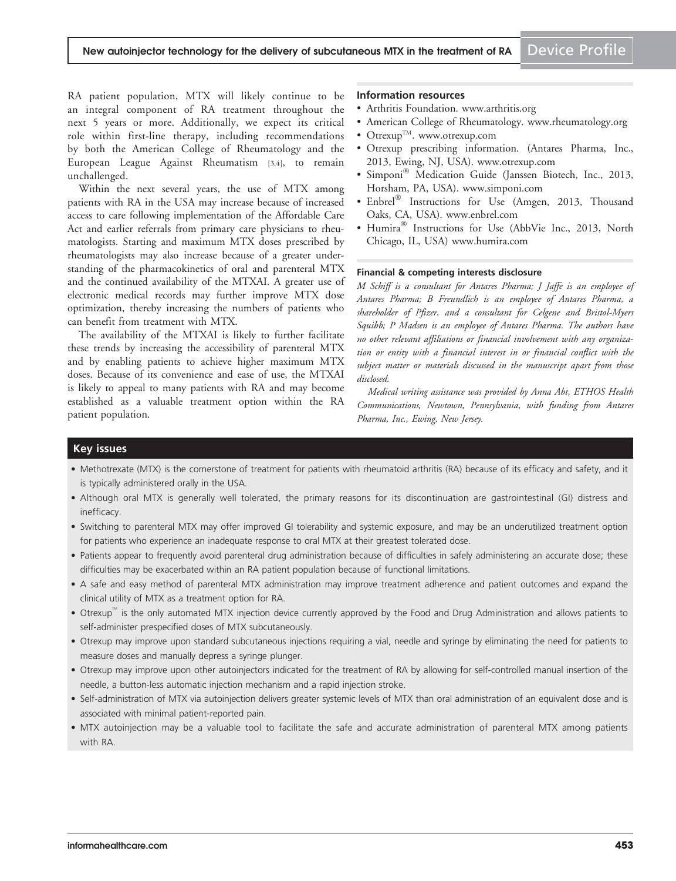RA patient population, MTX will likely continue to be an integral component of RA treatment throughout the next 5 years or more. Additionally, we expect its critical role within first-line therapy, including recommendations by both the American College of Rheumatology and the European League Against Rheumatism [3,4], to remain unchallenged.

Within the next several years, the use of MTX among patients with RA in the USA may increase because of increased access to care following implementation of the Affordable Care Act and earlier referrals from primary care physicians to rheumatologists. Starting and maximum MTX doses prescribed by rheumatologists may also increase because of a greater understanding of the pharmacokinetics of oral and parenteral MTX and the continued availability of the MTXAI. A greater use of electronic medical records may further improve MTX dose optimization, thereby increasing the numbers of patients who can benefit from treatment with MTX.

The availability of the MTXAI is likely to further facilitate these trends by increasing the accessibility of parenteral MTX and by enabling patients to achieve higher maximum MTX doses. Because of its convenience and ease of use, the MTXAI is likely to appeal to many patients with RA and may become established as a valuable treatment option within the RA patient population.

### Information resources

- Arthritis Foundation. www.arthritis.org
- American College of Rheumatology. www.rheumatology.org
- Otrexup™. www.otrexup.com
- Otrexup prescribing information. (Antares Pharma, Inc., 2013, Ewing, NJ, USA). www.otrexup.com
- Simponi® Medication Guide (Janssen Biotech, Inc., 2013, Horsham, PA, USA). www.simponi.com
- Enbrel® Instructions for Use (Amgen, 2013, Thousand Oaks, CA, USA). www.enbrel.com
- Humira® Instructions for Use (AbbVie Inc., 2013, North Chicago, IL, USA) www.humira.com

#### Financial & competing interests disclosure

*M Schiff is a consultant for Antares Pharma; J Jaffe is an employee of Antares Pharma; B Freundlich is an employee of Antares Pharma, a shareholder of Pfizer, and a consultant for Celgene and Bristol-Myers Squibb; P Madsen is an employee of Antares Pharma. The authors have no other relevant affiliations or financial involvement with any organization or entity with a financial interest in or financial conflict with the subject matter or materials discussed in the manuscript apart from those disclosed.*

*Medical writing assistance was provided by Anna Abt, ETHOS Health Communications, Newtown, Pennsylvania, with funding from Antares Pharma, Inc., Ewing, New Jersey.*

### Key issues

- Methotrexate (MTX) is the cornerstone of treatment for patients with rheumatoid arthritis (RA) because of its efficacy and safety, and it is typically administered orally in the USA.
- Although oral MTX is generally well tolerated, the primary reasons for its discontinuation are gastrointestinal (GI) distress and inefficacy.
- Switching to parenteral MTX may offer improved GI tolerability and systemic exposure, and may be an underutilized treatment option for patients who experience an inadequate response to oral MTX at their greatest tolerated dose.
- Patients appear to frequently avoid parenteral drug administration because of difficulties in safely administering an accurate dose; these difficulties may be exacerbated within an RA patient population because of functional limitations.
- A safe and easy method of parenteral MTX administration may improve treatment adherence and patient outcomes and expand the clinical utility of MTX as a treatment option for RA.
- Otrexup™ is the only automated MTX injection device currently approved by the Food and Drug Administration and allows patients to self-administer prespecified doses of MTX subcutaneously.
- Otrexup may improve upon standard subcutaneous injections requiring a vial, needle and syringe by eliminating the need for patients to measure doses and manually depress a syringe plunger.
- Otrexup may improve upon other autoinjectors indicated for the treatment of RA by allowing for self-controlled manual insertion of the needle, a button-less automatic injection mechanism and a rapid injection stroke.
- Self-administration of MTX via autoinjection delivers greater systemic levels of MTX than oral administration of an equivalent dose and is associated with minimal patient-reported pain.
- MTX autoinjection may be a valuable tool to facilitate the safe and accurate administration of parenteral MTX among patients with RA.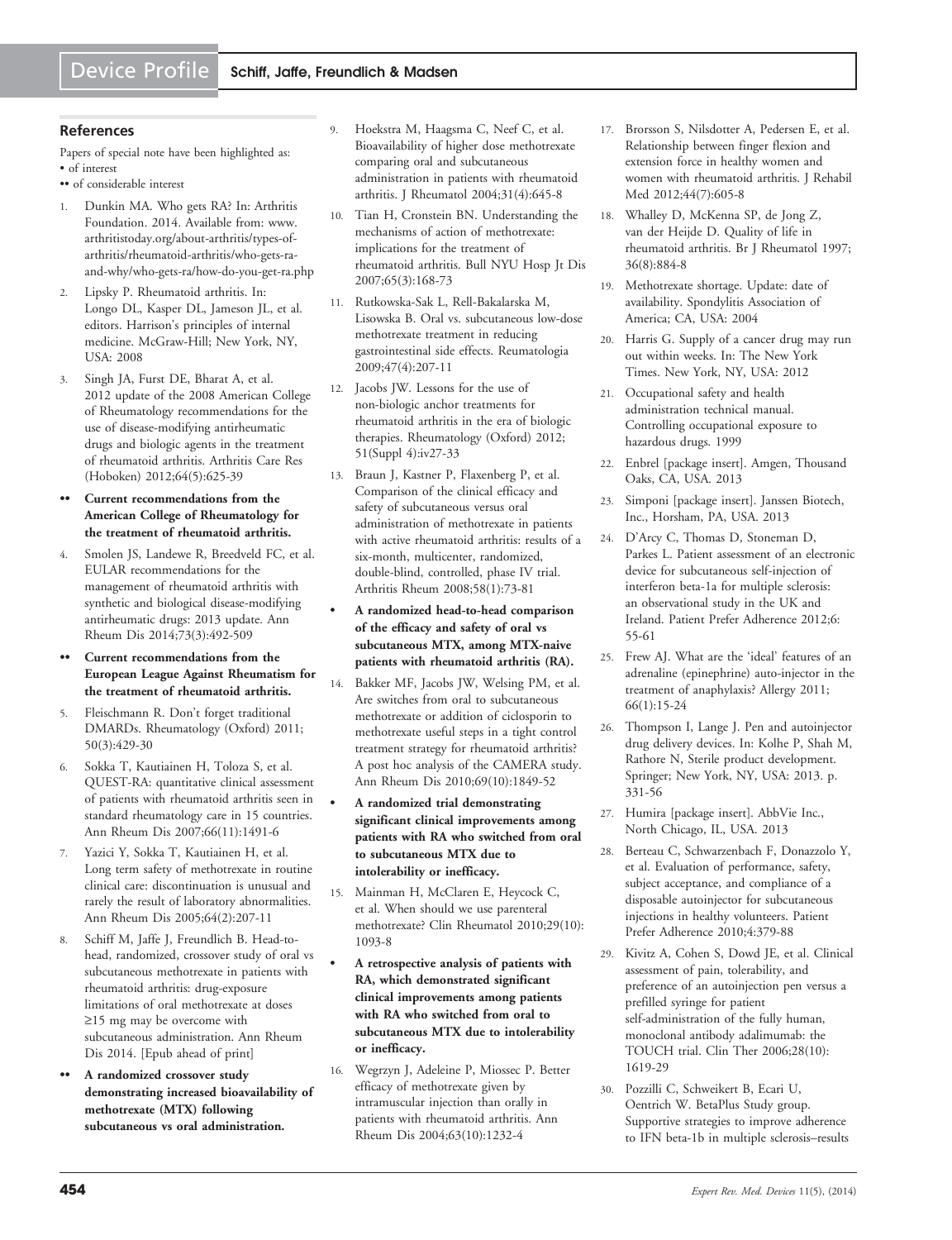## References

Papers of special note have been highlighted as:
• of interest
•• of considerable interest

1. Dunkin MA. Who gets RA? In: Arthritis Foundation. 2014. Available from: www.arthritistoday.org/about-arthritis/types-of-arthritis/rheumatoid-arthritis/who-gets-ra-and-why/who-gets-ra/how-do-you-get-ra.php
2. Lipsky P. Rheumatoid arthritis. In: Longo DL, Kasper DL, Jameson JL, et al. editors. Harrison's principles of internal medicine. McGraw-Hill; New York, NY, USA: 2008
3. Singh JA, Furst DE, Bharat A, et al. 2012 update of the 2008 American College of Rheumatology recommendations for the use of disease-modifying antirheumatic drugs and biologic agents in the treatment of rheumatoid arthritis. Arthritis Care Res (Hoboken) 2012;64(5):625-39

•• **Current recommendations from the American College of Rheumatology for the treatment of rheumatoid arthritis.**

4. Smolen JS, Landewe R, Breedveld FC, et al. EULAR recommendations for the management of rheumatoid arthritis with synthetic and biological disease-modifying antirheumatic drugs: 2013 update. Ann Rheum Dis 2014;73(3):492-509

•• **Current recommendations from the European League Against Rheumatism for the treatment of rheumatoid arthritis.**

5. Fleischmann R. Don't forget traditional DMARDs. Rheumatology (Oxford) 2011; 50(3):429-30
6. Sokka T, Kautiainen H, Toloza S, et al. QUEST-RA: quantitative clinical assessment of patients with rheumatoid arthritis seen in standard rheumatology care in 15 countries. Ann Rheum Dis 2007;66(11):1491-6
7. Yazici Y, Sokka T, Kautiainen H, et al. Long term safety of methotrexate in routine clinical care: discontinuation is unusual and rarely the result of laboratory abnormalities. Ann Rheum Dis 2005;64(2):207-11
8. Schiff M, Jaffe J, Freundlich B. Head-to-head, randomized, crossover study of oral vs subcutaneous methotrexate in patients with rheumatoid arthritis: drug-exposure limitations of oral methotrexate at doses ≥15 mg may be overcome with subcutaneous administration. Ann Rheum Dis 2014. [Epub ahead of print]

•• **A randomized crossover study demonstrating increased bioavailability of methotrexate (MTX) following subcutaneous vs oral administration.**

9. Hoekstra M, Haagsma C, Neef C, et al. Bioavailability of higher dose methotrexate comparing oral and subcutaneous administration in patients with rheumatoid arthritis. J Rheumatol 2004;31(4):645-8
10. Tian H, Cronstein BN. Understanding the mechanisms of action of methotrexate: implications for the treatment of rheumatoid arthritis. Bull NYU Hosp Jt Dis 2007;65(3):168-73
11. Rutkowska-Sak L, Rell-Bakalarska M, Lisowska B. Oral vs. subcutaneous low-dose methotrexate treatment in reducing gastrointestinal side effects. Reumatologia 2009;47(4):207-11
12. Jacobs JW. Lessons for the use of non-biologic anchor treatments for rheumatoid arthritis in the era of biologic therapies. Rheumatology (Oxford) 2012; 51(Suppl 4):iv27-33
13. Braun J, Kastner P, Flaxenberg P, et al. Comparison of the clinical efficacy and safety of subcutaneous versus oral administration of methotrexate in patients with active rheumatoid arthritis: results of a six-month, multicenter, randomized, double-blind, controlled, phase IV trial. Arthritis Rheum 2008;58(1):73-81

• **A randomized head-to-head comparison of the efficacy and safety of oral vs subcutaneous MTX, among MTX-naive patients with rheumatoid arthritis (RA).**

14. Bakker MF, Jacobs JW, Welsing PM, et al. Are switches from oral to subcutaneous methotrexate or addition of ciclosporin to methotrexate useful steps in a tight control treatment strategy for rheumatoid arthritis? A post hoc analysis of the CAMERA study. Ann Rheum Dis 2010;69(10):1849-52

• **A randomized trial demonstrating significant clinical improvements among patients with RA who switched from oral to subcutaneous MTX due to intolerability or inefficacy.**

15. Mainman H, McClaren E, Heycock C, et al. When should we use parenteral methotrexate? Clin Rheumatol 2010;29(10): 1093-8

• **A retrospective analysis of patients with RA, which demonstrated significant clinical improvements among patients with RA who switched from oral to subcutaneous MTX due to intolerability or inefficacy.**

16. Wegrzyn J, Adeleine P, Miossec P. Better efficacy of methotrexate given by intramuscular injection than orally in patients with rheumatoid arthritis. Ann Rheum Dis 2004;63(10):1232-4
17. Brorsson S, Nilsdotter A, Pedersen E, et al. Relationship between finger flexion and extension force in healthy women and women with rheumatoid arthritis. J Rehabil Med 2012;44(7):605-8
18. Whalley D, McKenna SP, de Jong Z, van der Heijde D. Quality of life in rheumatoid arthritis. Br J Rheumatol 1997; 36(8):884-8
19. Methotrexate shortage. Update: date of availability. Spondylitis Association of America; CA, USA: 2004
20. Harris G. Supply of a cancer drug may run out within weeks. In: The New York Times. New York, NY, USA: 2012
21. Occupational safety and health administration technical manual. Controlling occupational exposure to hazardous drugs. 1999
22. Enbrel [package insert]. Amgen, Thousand Oaks, CA, USA. 2013
23. Simponi [package insert]. Janssen Biotech, Inc., Horsham, PA, USA. 2013
24. D'Arcy C, Thomas D, Stoneman D, Parkes L. Patient assessment of an electronic device for subcutaneous self-injection of interferon beta-1a for multiple sclerosis: an observational study in the UK and Ireland. Patient Prefer Adherence 2012;6: 55-61
25. Frew AJ. What are the 'ideal' features of an adrenaline (epinephrine) auto-injector in the treatment of anaphylaxis? Allergy 2011; 66(1):15-24
26. Thompson I, Lange J. Pen and autoinjector drug delivery devices. In: Kolhe P, Shah M, Rathore N, Sterile product development. Springer; New York, NY, USA: 2013. p. 331-56
27. Humira [package insert]. AbbVie Inc., North Chicago, IL, USA. 2013
28. Berteau C, Schwarzenbach F, Donazzolo Y, et al. Evaluation of performance, safety, subject acceptance, and compliance of a disposable autoinjector for subcutaneous injections in healthy volunteers. Patient Prefer Adherence 2010;4:379-88
29. Kivitz A, Cohen S, Dowd JE, et al. Clinical assessment of pain, tolerability, and preference of an autoinjection pen versus a prefilled syringe for patient self-administration of the fully human, monoclonal antibody adalimumab: the TOUCH trial. Clin Ther 2006;28(10): 1619-29
30. Pozzilli C, Schweikert B, Ecari U, Oentrich W. BetaPlus Study group. Supportive strategies to improve adherence to IFN beta-1b in multiple sclerosis–results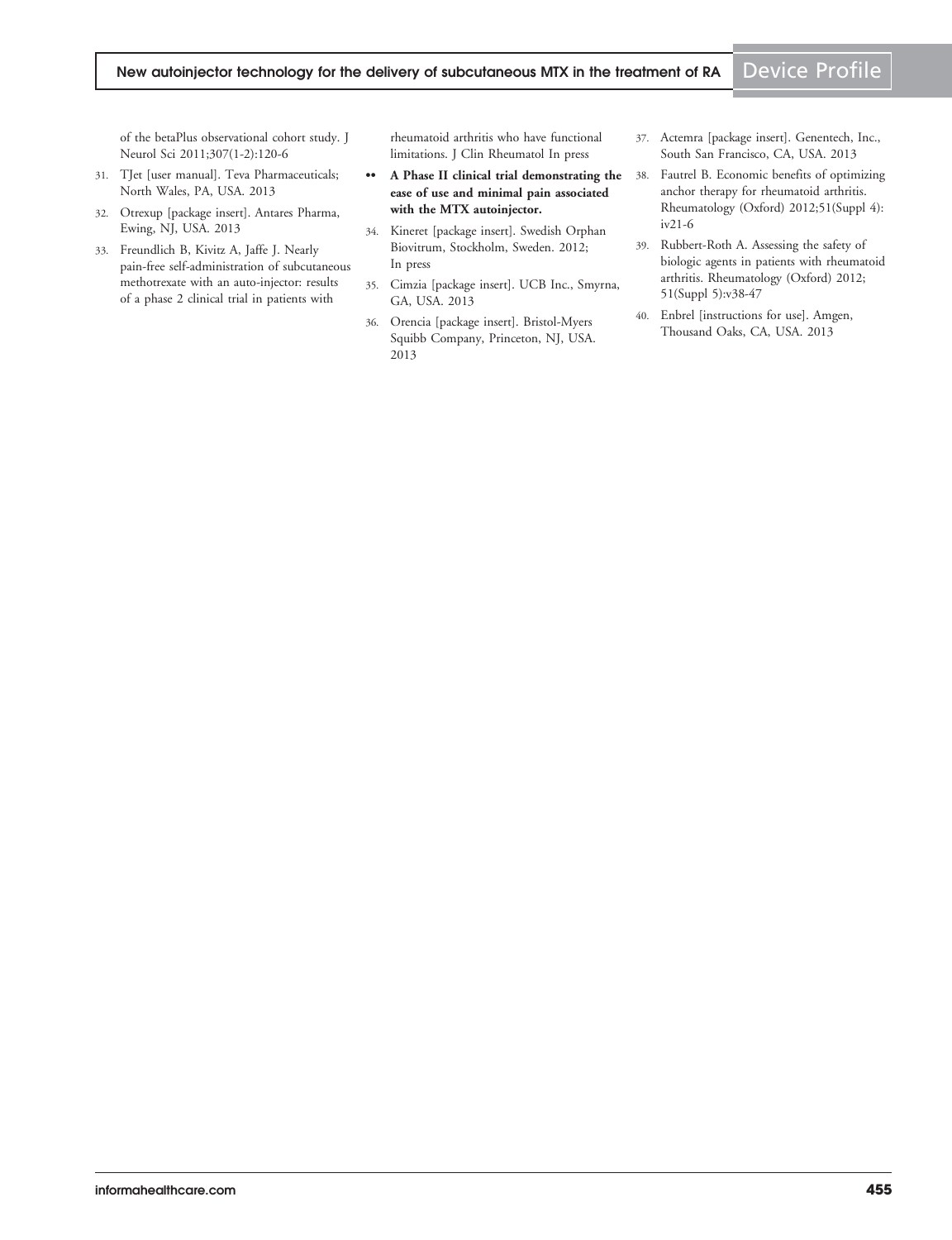of the betaPlus observational cohort study. J Neurol Sci 2011;307(1-2):120-6

31. TJet [user manual]. Teva Pharmaceuticals; North Wales, PA, USA. 2013
32. Otrexup [package insert]. Antares Pharma, Ewing, NJ, USA. 2013
33. Freundlich B, Kivitz A, Jaffe J. Nearly pain-free self-administration of subcutaneous methotrexate with an auto-injector: results of a phase 2 clinical trial in patients with rheumatoid arthritis who have functional limitations. J Clin Rheumatol In press
   - •• **A Phase II clinical trial demonstrating the ease of use and minimal pain associated with the MTX autoinjector.**
34. Kineret [package insert]. Swedish Orphan Biovitrum, Stockholm, Sweden. 2012; In press
35. Cimzia [package insert]. UCB Inc., Smyrna, GA, USA. 2013
36. Orencia [package insert]. Bristol-Myers Squibb Company, Princeton, NJ, USA. 2013
37. Actemra [package insert]. Genentech, Inc., South San Francisco, CA, USA. 2013
38. Fautrel B. Economic benefits of optimizing anchor therapy for rheumatoid arthritis. Rheumatology (Oxford) 2012;51(Suppl 4): iv21-6
39. Rubbert-Roth A. Assessing the safety of biologic agents in patients with rheumatoid arthritis. Rheumatology (Oxford) 2012; 51(Suppl 5):v38-47
40. Enbrel [instructions for use]. Amgen, Thousand Oaks, CA, USA. 2013